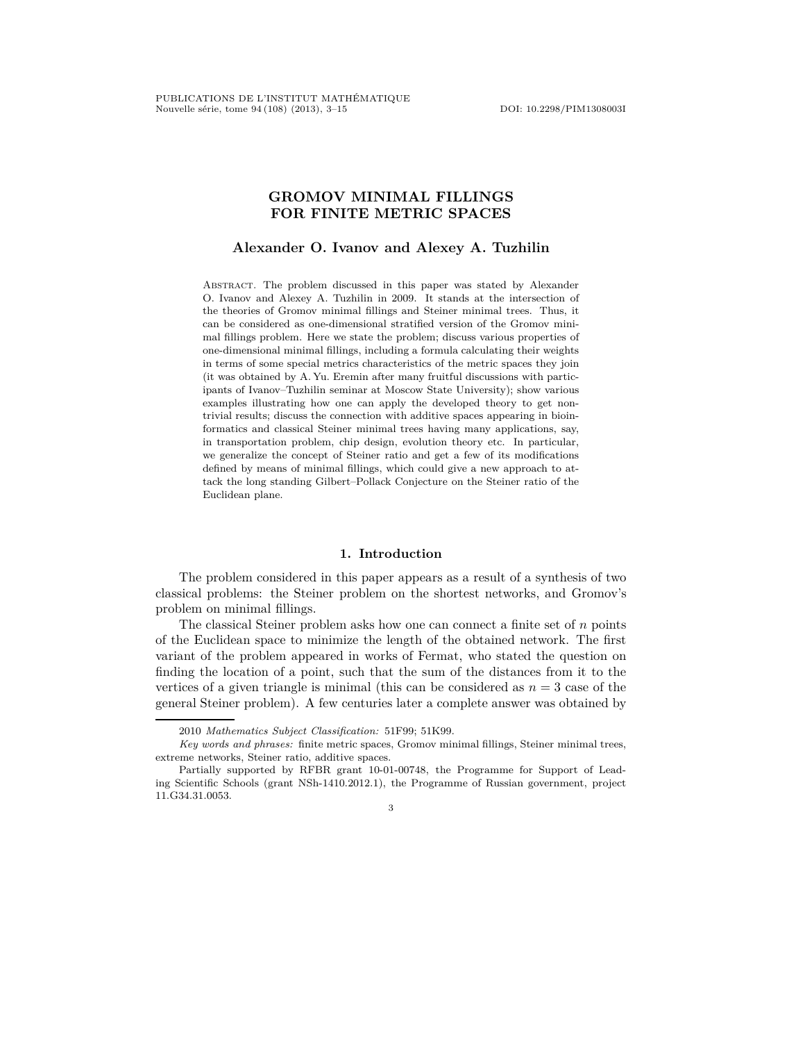# GROMOV MINIMAL FILLINGS FOR FINITE METRIC SPACES

**Alexander O. Ivanov and Alexey A. Tuzhilin**

Abstract. The problem discussed in this paper was stated by Alexander O. Ivanov and Alexey A. Tuzhilin in 2009. It stands at the intersection of the theories of Gromov minimal fillings and Steiner minimal trees. Thus, it can be considered as one-dimensional stratified version of the Gromov minimal fillings problem. Here we state the problem; discuss various properties of one-dimensional minimal fillings, including a formula calculating their weights in terms of some special metrics characteristics of the metric spaces they join (it was obtained by A. Yu. Eremin after many fruitful discussions with participants of Ivanov–Tuzhilin seminar at Moscow State University); show various examples illustrating how one can apply the developed theory to get nontrivial results; discuss the connection with additive spaces appearing in bioinformatics and classical Steiner minimal trees having many applications, say, in transportation problem, chip design, evolution theory etc. In particular, we generalize the concept of Steiner ratio and get a few of its modifications defined by means of minimal fillings, which could give a new approach to attack the long standing Gilbert–Pollack Conjecture on the Steiner ratio of the Euclidean plane.

## 1. Introduction

The problem considered in this paper appears as a result of a synthesis of two classical problems: the Steiner problem on the shortest networks, and Gromov's problem on minimal fillings.

The classical Steiner problem asks how one can connect a finite set of $n$ points of the Euclidean space to minimize the length of the obtained network. The first variant of the problem appeared in works of Fermat, who stated the question on finding the location of a point, such that the sum of the distances from it to the vertices of a given triangle is minimal (this can be considered as $n = 3$ case of the general Steiner problem). A few centuries later a complete answer was obtained by

---

2010 *Mathematics Subject Classification:* 51F99; 51K99.

*Key words and phrases:* finite metric spaces, Gromov minimal fillings, Steiner minimal trees, extreme networks, Steiner ratio, additive spaces.

Partially supported by RFBR grant 10-01-00748, the Programme for Support of Leading Scientific Schools (grant NSh-1410.2012.1), the Programme of Russian government, project 11.G34.31.0053.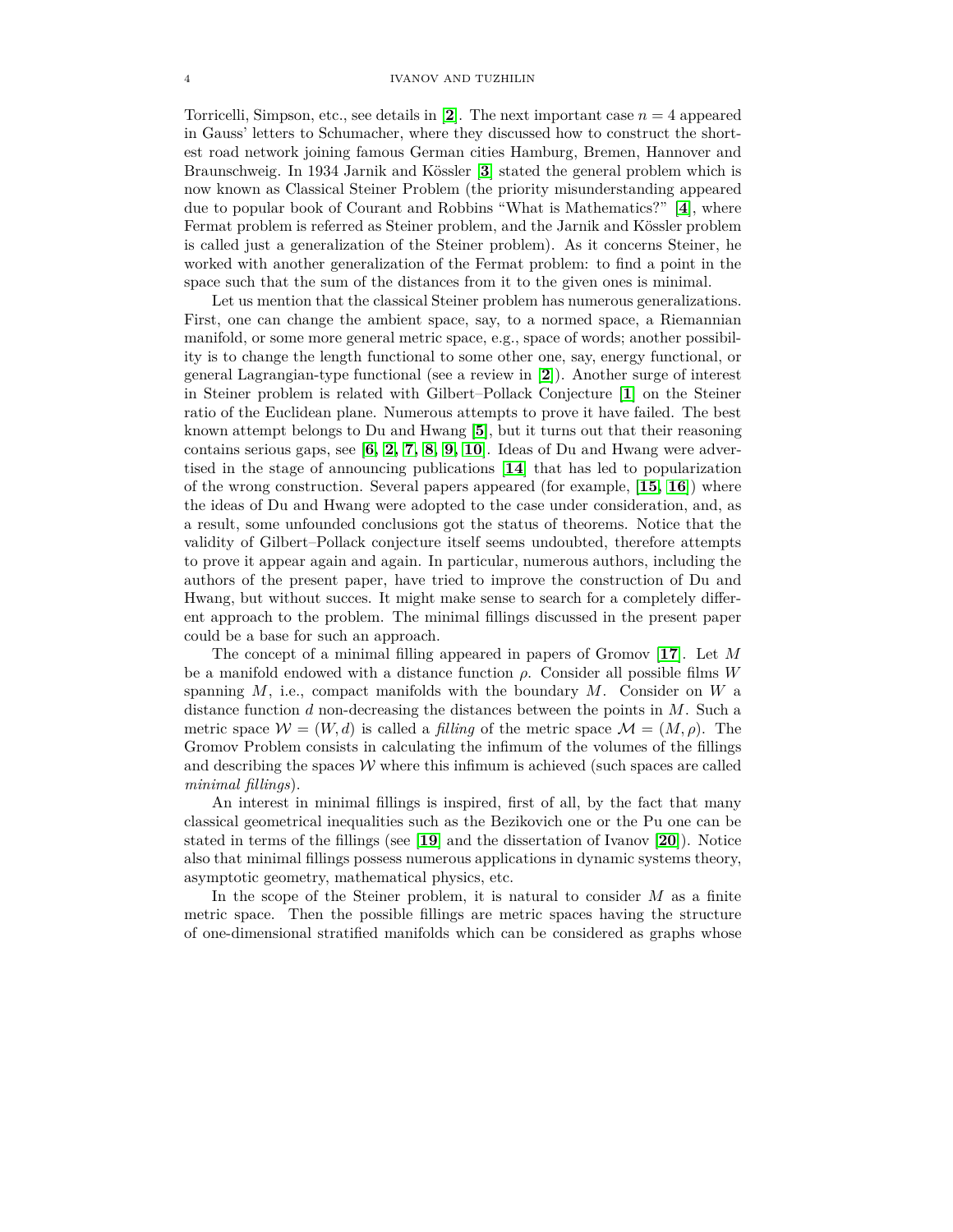Torricelli, Simpson, etc., see details in [**2**]. The next important case $n = 4$ appeared in Gauss' letters to Schumacher, where they discussed how to construct the shortest road network joining famous German cities Hamburg, Bremen, Hannover and Braunschweig. In 1934 Jarnik and Kössler [**3**] stated the general problem which is now known as Classical Steiner Problem (the priority misunderstanding appeared due to popular book of Courant and Robbins "What is Mathematics?" [**4**], where Fermat problem is referred as Steiner problem, and the Jarnik and Kössler problem is called just a generalization of the Steiner problem). As it concerns Steiner, he worked with another generalization of the Fermat problem: to find a point in the space such that the sum of the distances from it to the given ones is minimal.

Let us mention that the classical Steiner problem has numerous generalizations. First, one can change the ambient space, say, to a normed space, a Riemannian manifold, or some more general metric space, e.g., space of words; another possibility is to change the length functional to some other one, say, energy functional, or general Lagrangian-type functional (see a review in [**2**]). Another surge of interest in Steiner problem is related with Gilbert–Pollack Conjecture [**1**] on the Steiner ratio of the Euclidean plane. Numerous attempts to prove it have failed. The best known attempt belongs to Du and Hwang [**5**], but it turns out that their reasoning contains serious gaps, see [**6, 2, 7, 8, 9, 10**]. Ideas of Du and Hwang were advertised in the stage of announcing publications [**14**] that has led to popularization of the wrong construction. Several papers appeared (for example, [**15, 16**]) where the ideas of Du and Hwang were adopted to the case under consideration, and, as a result, some unfounded conclusions got the status of theorems. Notice that the validity of Gilbert–Pollack conjecture itself seems undoubted, therefore attempts to prove it appear again and again. In particular, numerous authors, including the authors of the present paper, have tried to improve the construction of Du and Hwang, but without succes. It might make sense to search for a completely different approach to the problem. The minimal fillings discussed in the present paper could be a base for such an approach.

The concept of a minimal filling appeared in papers of Gromov [**17**]. Let $M$ be a manifold endowed with a distance function $\rho$. Consider all possible films $W$ spanning $M$, i.e., compact manifolds with the boundary $M$. Consider on $W$ a distance function $d$ non-decreasing the distances between the points in $M$. Such a metric space $\mathcal{W} = (W, d)$ is called a *filling* of the metric space $\mathcal{M} = (M, \rho)$. The Gromov Problem consists in calculating the infimum of the volumes of the fillings and describing the spaces $\mathcal{W}$ where this infimum is achieved (such spaces are called *minimal fillings*).

An interest in minimal fillings is inspired, first of all, by the fact that many classical geometrical inequalities such as the Bezikovich one or the Pu one can be stated in terms of the fillings (see [**19**] and the dissertation of Ivanov [**20**]). Notice also that minimal fillings possess numerous applications in dynamic systems theory, asymptotic geometry, mathematical physics, etc.

In the scope of the Steiner problem, it is natural to consider $M$ as a finite metric space. Then the possible fillings are metric spaces having the structure of one-dimensional stratified manifolds which can be considered as graphs whose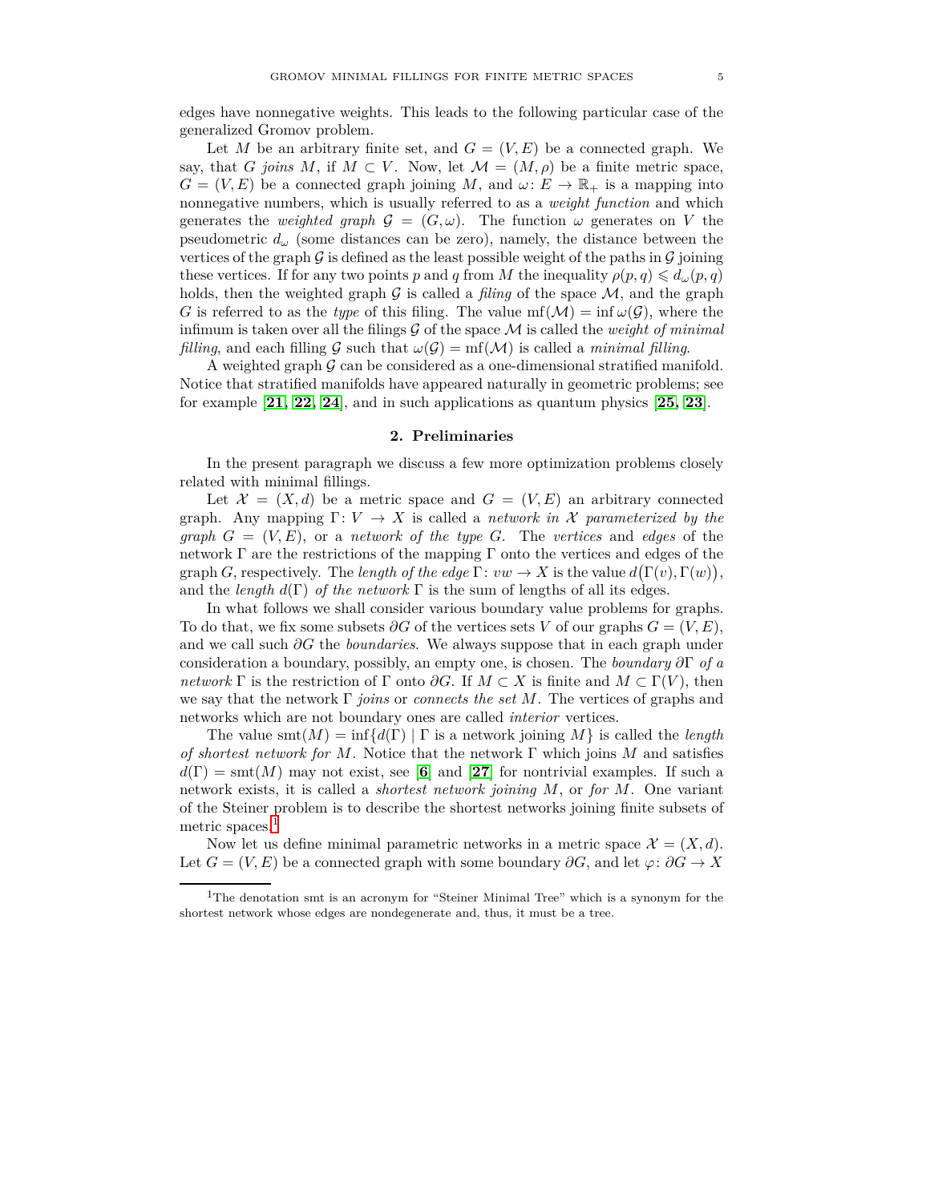edges have nonnegative weights. This leads to the following particular case of the generalized Gromov problem.

Let $M$ be an arbitrary finite set, and $G = (V, E)$ be a connected graph. We say, that $G$ *joins* $M$, if $M \subset V$. Now, let $\mathcal{M} = (M, \rho)$ be a finite metric space, $G = (V, E)$ be a connected graph joining $M$, and $\omega\colon E \to \mathbb{R}_+$ is a mapping into nonnegative numbers, which is usually referred to as a *weight function* and which generates the *weighted graph* $\mathcal{G} = (G, \omega)$. The function $\omega$ generates on $V$ the pseudometric $d_\omega$ (some distances can be zero), namely, the distance between the vertices of the graph $\mathcal{G}$ is defined as the least possible weight of the paths in $\mathcal{G}$ joining these vertices. If for any two points $p$ and $q$ from $M$ the inequality $\rho(p,q) \leqslant d_\omega(p,q)$ holds, then the weighted graph $\mathcal{G}$ is called a *filing* of the space $\mathcal{M}$, and the graph $G$ is referred to as the *type* of this filing. The value $\mathrm{mf}(\mathcal{M}) = \inf \omega(\mathcal{G})$, where the infimum is taken over all the filings $\mathcal{G}$ of the space $\mathcal{M}$ is called the *weight of minimal filling*, and each filling $\mathcal{G}$ such that $\omega(\mathcal{G}) = \mathrm{mf}(\mathcal{M})$ is called a *minimal filling*.

A weighted graph $\mathcal{G}$ can be considered as a one-dimensional stratified manifold. Notice that stratified manifolds have appeared naturally in geometric problems; see for example [**21**, **22**, **24**], and in such applications as quantum physics [**25**, **23**].

## 2. Preliminaries

In the present paragraph we discuss a few more optimization problems closely related with minimal fillings.

Let $\mathcal{X} = (X, d)$ be a metric space and $G = (V, E)$ an arbitrary connected graph. Any mapping $\Gamma\colon V \to X$ is called a *network in $\mathcal{X}$ parameterized by the graph $G = (V, E)$*, or a *network of the type $G$*. The *vertices* and *edges* of the network $\Gamma$ are the restrictions of the mapping $\Gamma$ onto the vertices and edges of the graph $G$, respectively. The *length of the edge* $\Gamma\colon vw \to X$ is the value $d\big(\Gamma(v), \Gamma(w)\big)$, and the *length* $d(\Gamma)$ *of the network* $\Gamma$ is the sum of lengths of all its edges.

In what follows we shall consider various boundary value problems for graphs. To do that, we fix some subsets $\partial G$ of the vertices sets $V$ of our graphs $G = (V, E)$, and we call such $\partial G$ the *boundaries*. We always suppose that in each graph under consideration a boundary, possibly, an empty one, is chosen. The *boundary* $\partial\Gamma$ *of a network* $\Gamma$ is the restriction of $\Gamma$ onto $\partial G$. If $M \subset X$ is finite and $M \subset \Gamma(V)$, then we say that the network $\Gamma$ *joins* or *connects the set* $M$. The vertices of graphs and networks which are not boundary ones are called *interior* vertices.

The value $\mathrm{smt}(M) = \inf\{d(\Gamma) \mid \Gamma \text{ is a network joining } M\}$ is called the *length of shortest network for* $M$. Notice that the network $\Gamma$ which joins $M$ and satisfies $d(\Gamma) = \mathrm{smt}(M)$ may not exist, see [**6**] and [**27**] for nontrivial examples. If such a network exists, it is called a *shortest network joining* $M$, or *for* $M$. One variant of the Steiner problem is to describe the shortest networks joining finite subsets of metric spaces.[1]

Now let us define minimal parametric networks in a metric space $\mathcal{X} = (X, d)$. Let $G = (V, E)$ be a connected graph with some boundary $\partial G$, and let $\varphi\colon \partial G \to X$

---

[1] The denotation smt is an acronym for "Steiner Minimal Tree" which is a synonym for the shortest network whose edges are nondegenerate and, thus, it must be a tree.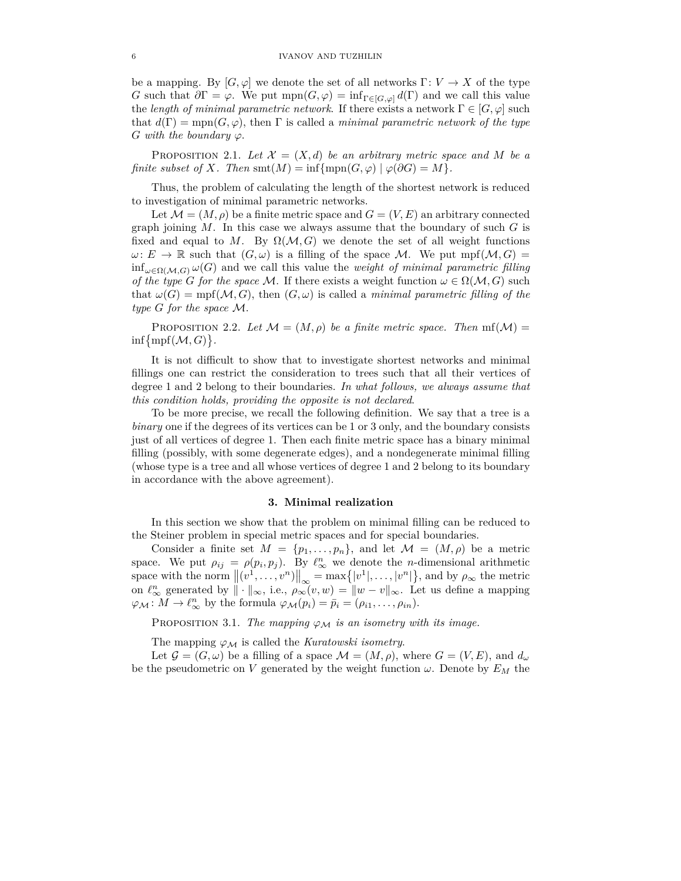be a mapping. By $[G,\varphi]$ we denote the set of all networks $\Gamma\colon V\to X$ of the type $G$ such that $\partial\Gamma=\varphi$. We put $\operatorname{mpn}(G,\varphi)=\inf_{\Gamma\in[G,\varphi]}d(\Gamma)$ and we call this value the *length of minimal parametric network*. If there exists a network $\Gamma\in[G,\varphi]$ such that $d(\Gamma)=\operatorname{mpn}(G,\varphi)$, then $\Gamma$ is called a *minimal parametric network of the type $G$ with the boundary $\varphi$*.

Proposition 2.1. *Let $\mathcal{X}=(X,d)$ be an arbitrary metric space and $M$ be a finite subset of $X$. Then* $\operatorname{smt}(M)=\inf\{\operatorname{mpn}(G,\varphi)\mid\varphi(\partial G)=M\}$.

Thus, the problem of calculating the length of the shortest network is reduced to investigation of minimal parametric networks.

Let $\mathcal{M}=(M,\rho)$ be a finite metric space and $G=(V,E)$ an arbitrary connected graph joining $M$. In this case we always assume that the boundary of such $G$ is fixed and equal to $M$. By $\Omega(\mathcal{M},G)$ we denote the set of all weight functions $\omega\colon E\to\mathbb{R}$ such that $(G,\omega)$ is a filling of the space $\mathcal{M}$. We put $\operatorname{mpf}(\mathcal{M},G)=\inf_{\omega\in\Omega(\mathcal{M},G)}\omega(G)$ and we call this value the *weight of minimal parametric filling of the type $G$ for the space $\mathcal{M}$*. If there exists a weight function $\omega\in\Omega(\mathcal{M},G)$ such that $\omega(G)=\operatorname{mpf}(\mathcal{M},G)$, then $(G,\omega)$ is called a *minimal parametric filling of the type $G$ for the space $\mathcal{M}$*.

Proposition 2.2. *Let $\mathcal{M}=(M,\rho)$ be a finite metric space. Then* $\operatorname{mf}(\mathcal{M})=\inf\bigl\{\operatorname{mpf}(\mathcal{M},G)\bigr\}$.

It is not difficult to show that to investigate shortest networks and minimal fillings one can restrict the consideration to trees such that all their vertices of degree 1 and 2 belong to their boundaries. *In what follows, we always assume that this condition holds, providing the opposite is not declared*.

To be more precise, we recall the following definition. We say that a tree is a *binary* one if the degrees of its vertices can be 1 or 3 only, and the boundary consists just of all vertices of degree 1. Then each finite metric space has a binary minimal filling (possibly, with some degenerate edges), and a nondegenerate minimal filling (whose type is a tree and all whose vertices of degree 1 and 2 belong to its boundary in accordance with the above agreement).

## 3. Minimal realization

In this section we show that the problem on minimal filling can be reduced to the Steiner problem in special metric spaces and for special boundaries.

Consider a finite set $M=\{p_1,\dots,p_n\}$, and let $\mathcal{M}=(M,\rho)$ be a metric space. We put $\rho_{ij}=\rho(p_i,p_j)$. By $\ell_\infty^n$ we denote the $n$-dimensional arithmetic space with the norm $\bigl\|(v^1,\dots,v^n)\bigr\|_\infty=\max\bigl\{|v^1|,\dots,|v^n|\bigr\}$, and by $\rho_\infty$ the metric on $\ell_\infty^n$ generated by $\|\cdot\|_\infty$, i.e., $\rho_\infty(v,w)=\|w-v\|_\infty$. Let us define a mapping $\varphi_{\mathcal{M}}\colon M\to\ell_\infty^n$ by the formula $\varphi_{\mathcal{M}}(p_i)=\bar p_i=(\rho_{i1},\dots,\rho_{in})$.

Proposition 3.1. *The mapping $\varphi_{\mathcal{M}}$ is an isometry with its image.*

The mapping $\varphi_{\mathcal{M}}$ is called the *Kuratowski isometry*.

Let $\mathcal{G}=(G,\omega)$ be a filling of a space $\mathcal{M}=(M,\rho)$, where $G=(V,E)$, and $d_\omega$ be the pseudometric on $V$ generated by the weight function $\omega$. Denote by $E_M$ the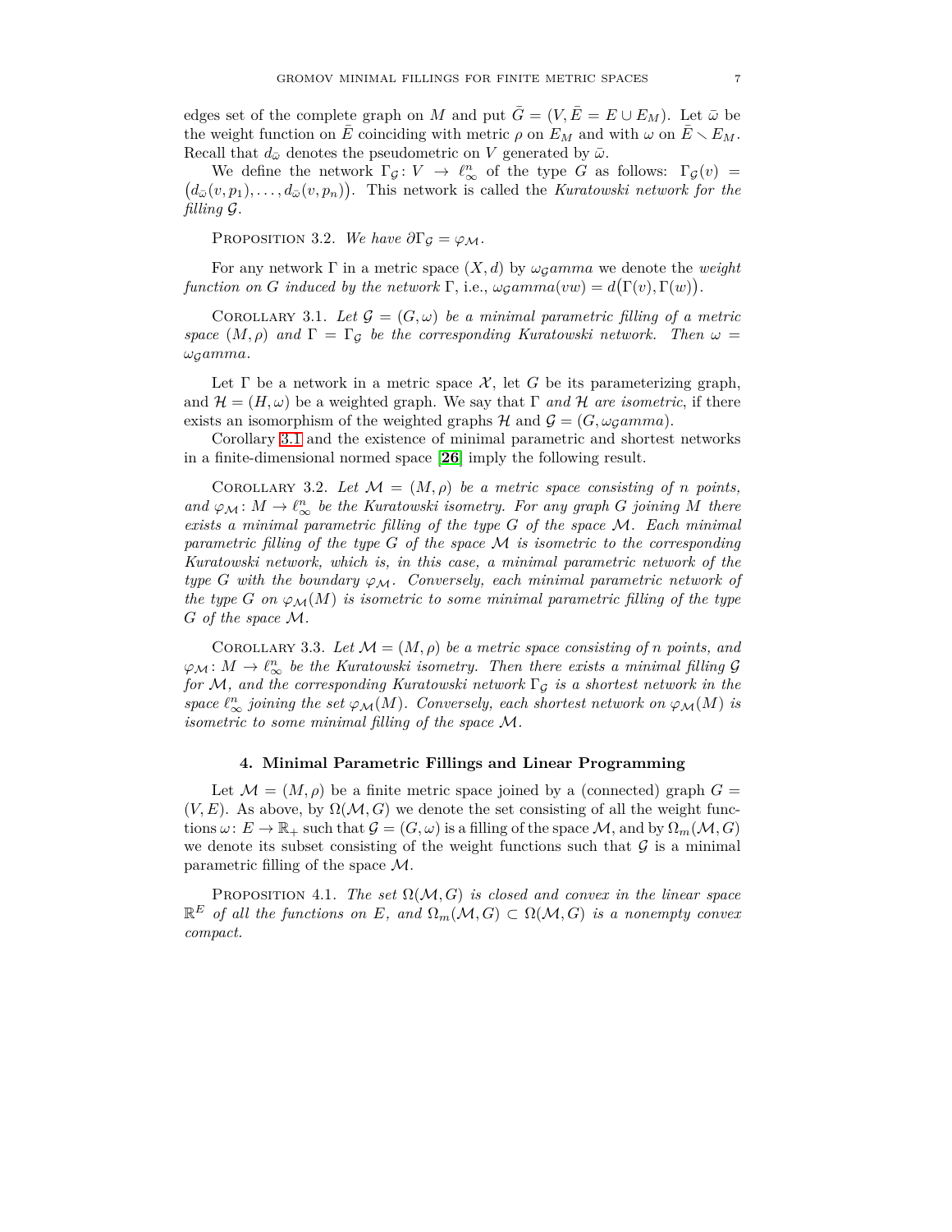edges set of the complete graph on $M$ and put $\bar G = (V, \bar E = E \cup E_M)$. Let $\bar\omega$ be the weight function on $\bar E$ coinciding with metric $\rho$ on $E_M$ and with $\omega$ on $\bar E \setminus E_M$. Recall that $d_{\bar\omega}$ denotes the pseudometric on $V$ generated by $\bar\omega$.

We define the network $\Gamma_{\mathcal G}\colon V \to \ell_\infty^n$ of the type $G$ as follows: $\Gamma_{\mathcal G}(v) = \big(d_{\bar\omega}(v, p_1), \ldots, d_{\bar\omega}(v, p_n)\big)$. This network is called the *Kuratowski network for the filling* $\mathcal G$.

Proposition 3.2. *We have* $\partial\Gamma_{\mathcal G} = \varphi_{\mathcal M}$.

For any network $\Gamma$ in a metric space $(X, d)$ by $\omega_{\mathcal G}amma$ we denote the *weight function on $G$ induced by the network* $\Gamma$, i.e., $\omega_{\mathcal G}amma(vw) = d\big(\Gamma(v), \Gamma(w)\big)$.

Corollary 3.1. *Let $\mathcal G = (G, \omega)$ be a minimal parametric filling of a metric space $(M, \rho)$ and $\Gamma = \Gamma_{\mathcal G}$ be the corresponding Kuratowski network. Then $\omega = \omega_{\mathcal G}amma$.*

Let $\Gamma$ be a network in a metric space $\mathcal X$, let $G$ be its parameterizing graph, and $\mathcal H = (H, \omega)$ be a weighted graph. We say that $\Gamma$ *and* $\mathcal H$ *are isometric*, if there exists an isomorphism of the weighted graphs $\mathcal H$ and $\mathcal G = (G, \omega_{\mathcal G}amma)$.

Corollary 3.1 and the existence of minimal parametric and shortest networks in a finite-dimensional normed space [**26**] imply the following result.

Corollary 3.2. *Let $\mathcal M = (M, \rho)$ be a metric space consisting of $n$ points, and $\varphi_{\mathcal M}\colon M \to \ell_\infty^n$ be the Kuratowski isometry. For any graph $G$ joining $M$ there exists a minimal parametric filling of the type $G$ of the space $\mathcal M$. Each minimal parametric filling of the type $G$ of the space $\mathcal M$ is isometric to the corresponding Kuratowski network, which is, in this case, a minimal parametric network of the type $G$ with the boundary $\varphi_{\mathcal M}$. Conversely, each minimal parametric network of the type $G$ on $\varphi_{\mathcal M}(M)$ is isometric to some minimal parametric filling of the type $G$ of the space $\mathcal M$.*

Corollary 3.3. *Let $\mathcal M = (M, \rho)$ be a metric space consisting of $n$ points, and $\varphi_{\mathcal M}\colon M \to \ell_\infty^n$ be the Kuratowski isometry. Then there exists a minimal filling $\mathcal G$ for $\mathcal M$, and the corresponding Kuratowski network $\Gamma_{\mathcal G}$ is a shortest network in the space $\ell_\infty^n$ joining the set $\varphi_{\mathcal M}(M)$. Conversely, each shortest network on $\varphi_{\mathcal M}(M)$ is isometric to some minimal filling of the space $\mathcal M$.*

## 4. Minimal Parametric Fillings and Linear Programming

Let $\mathcal M = (M, \rho)$ be a finite metric space joined by a (connected) graph $G = (V, E)$. As above, by $\Omega(\mathcal M, G)$ we denote the set consisting of all the weight functions $\omega\colon E \to \mathbb R_+$ such that $\mathcal G = (G, \omega)$ is a filling of the space $\mathcal M$, and by $\Omega_m(\mathcal M, G)$ we denote its subset consisting of the weight functions such that $\mathcal G$ is a minimal parametric filling of the space $\mathcal M$.

Proposition 4.1. *The set $\Omega(\mathcal M, G)$ is closed and convex in the linear space $\mathbb R^E$ of all the functions on $E$, and $\Omega_m(\mathcal M, G) \subset \Omega(\mathcal M, G)$ is a nonempty convex compact.*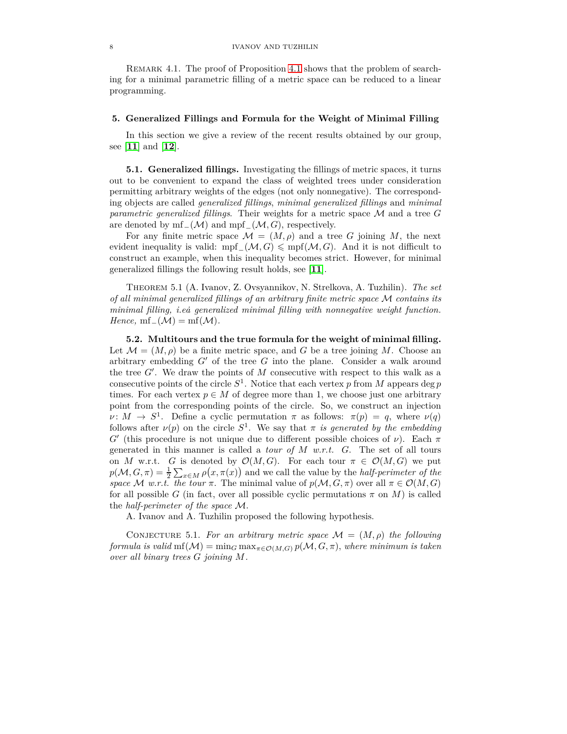Remark 4.1. The proof of Proposition 4.1 shows that the problem of searching for a minimal parametric filling of a metric space can be reduced to a linear programming.

## 5. Generalized Fillings and Formula for the Weight of Minimal Filling

In this section we give a review of the recent results obtained by our group, see [**11**] and [**12**].

### 5.1. Generalized fillings.

Investigating the fillings of metric spaces, it turns out to be convenient to expand the class of weighted trees under consideration permitting arbitrary weights of the edges (not only nonnegative). The corresponding objects are called *generalized fillings*, *minimal generalized fillings* and *minimal parametric generalized fillings*. Their weights for a metric space $\mathcal{M}$ and a tree $G$ are denoted by $\mathrm{mf}_-(\mathcal{M})$ and $\mathrm{mpf}_-(\mathcal{M}, G)$, respectively.

For any finite metric space $\mathcal{M} = (M, \rho)$ and a tree $G$ joining $M$, the next evident inequality is valid: $\mathrm{mpf}_-(\mathcal{M}, G) \leqslant \mathrm{mpf}(\mathcal{M}, G)$. And it is not difficult to construct an example, when this inequality becomes strict. However, for minimal generalized fillings the following result holds, see [**11**].

Theorem 5.1 (A. Ivanov, Z. Ovsyannikov, N. Strelkova, A. Tuzhilin). *The set of all minimal generalized fillings of an arbitrary finite metric space $\mathcal{M}$ contains its minimal filling, i.eá generalized minimal filling with nonnegative weight function. Hence,* $\mathrm{mf}_-(\mathcal{M}) = \mathrm{mf}(\mathcal{M})$.

### 5.2. Multitours and the true formula for the weight of minimal filling.

Let $\mathcal{M} = (M, \rho)$ be a finite metric space, and $G$ be a tree joining $M$. Choose an arbitrary embedding $G'$ of the tree $G$ into the plane. Consider a walk around the tree $G'$. We draw the points of $M$ consecutive with respect to this walk as a consecutive points of the circle $S^1$. Notice that each vertex $p$ from $M$ appears $\deg p$ times. For each vertex $p \in M$ of degree more than 1, we choose just one arbitrary point from the corresponding points of the circle. So, we construct an injection $\nu\colon M \to S^1$. Define a cyclic permutation $\pi$ as follows: $\pi(p) = q$, where $\nu(q)$ follows after $\nu(p)$ on the circle $S^1$. We say that $\pi$ *is generated by the embedding* $G'$ (this procedure is not unique due to different possible choices of $\nu$). Each $\pi$ generated in this manner is called a *tour of $M$ w.r.t. $G$*. The set of all tours on $M$ w.r.t. $G$ is denoted by $\mathcal{O}(M, G)$. For each tour $\pi \in \mathcal{O}(M, G)$ we put $p(\mathcal{M}, G, \pi) = \frac{1}{2}\sum_{x\in M} \rho\big(x, \pi(x)\big)$ and we call the value by the *half-perimeter of the space $\mathcal{M}$ w.r.t. the tour* $\pi$. The minimal value of $p(\mathcal{M}, G, \pi)$ over all $\pi \in \mathcal{O}(M, G)$ for all possible $G$ (in fact, over all possible cyclic permutations $\pi$ on $M$) is called the *half-perimeter of the space* $\mathcal{M}$.

A. Ivanov and A. Tuzhilin proposed the following hypothesis.

Conjecture 5.1. *For an arbitrary metric space $\mathcal{M} = (M, \rho)$ the following formula is valid* $\mathrm{mf}(\mathcal{M}) = \min_G \max_{\pi\in\mathcal{O}(M,G)} p(\mathcal{M}, G, \pi)$, *where minimum is taken over all binary trees $G$ joining $M$.*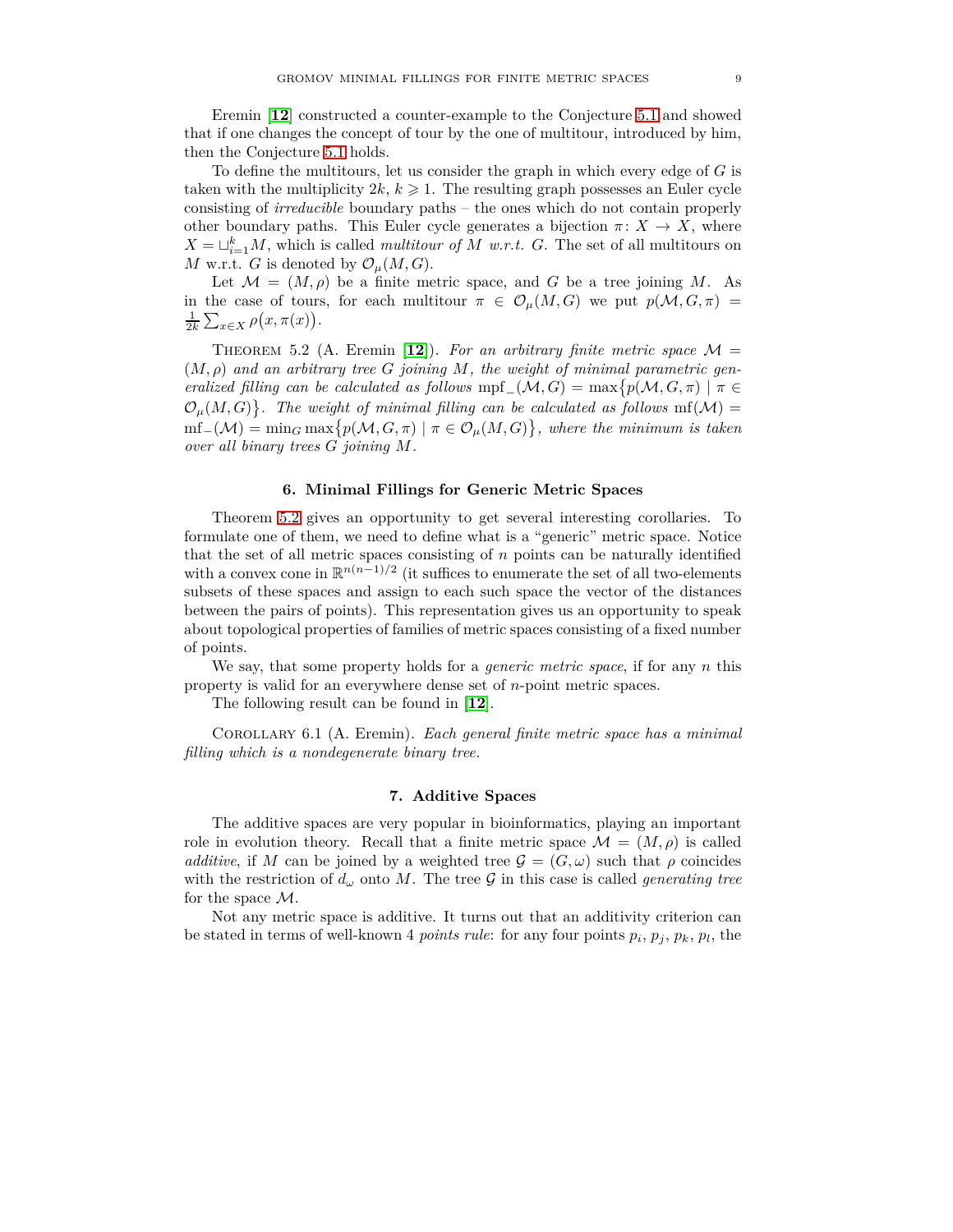Eremin [**12**] constructed a counter-example to the Conjecture 5.1 and showed that if one changes the concept of tour by the one of multitour, introduced by him, then the Conjecture 5.1 holds.

To define the multitours, let us consider the graph in which every edge of $G$ is taken with the multiplicity $2k$, $k \geqslant 1$. The resulting graph possesses an Euler cycle consisting of *irreducible* boundary paths – the ones which do not contain properly other boundary paths. This Euler cycle generates a bijection $\pi\colon X \to X$, where $X = \sqcup_{i=1}^{k} M$, which is called *multitour of* $M$ *w.r.t.* $G$. The set of all multitours on $M$ w.r.t. $G$ is denoted by $\mathcal{O}_\mu(M,G)$.

Let $\mathcal{M} = (M,\rho)$ be a finite metric space, and $G$ be a tree joining $M$. As in the case of tours, for each multitour $\pi \in \mathcal{O}_\mu(M,G)$ we put $p(\mathcal{M},G,\pi) = \frac{1}{2k}\sum_{x\in X}\rho\big(x,\pi(x)\big)$.

Theorem 5.2 (A. Eremin [**12**]). *For an arbitrary finite metric space $\mathcal{M} = (M,\rho)$ and an arbitrary tree $G$ joining $M$, the weight of minimal parametric generalized filling can be calculated as follows* $\operatorname{mpf}_-(\mathcal{M},G) = \max\big\{p(\mathcal{M},G,\pi) \mid \pi \in \mathcal{O}_\mu(M,G)\big\}$. *The weight of minimal filling can be calculated as follows* $\operatorname{mf}(\mathcal{M}) = \operatorname{mf}_-(\mathcal{M}) = \min_G \max\big\{p(\mathcal{M},G,\pi) \mid \pi \in \mathcal{O}_\mu(M,G)\big\}$, *where the minimum is taken over all binary trees $G$ joining $M$.*

## 6. Minimal Fillings for Generic Metric Spaces

Theorem 5.2 gives an opportunity to get several interesting corollaries. To formulate one of them, we need to define what is a "generic" metric space. Notice that the set of all metric spaces consisting of $n$ points can be naturally identified with a convex cone in $\mathbb{R}^{n(n-1)/2}$ (it suffices to enumerate the set of all two-elements subsets of these spaces and assign to each such space the vector of the distances between the pairs of points). This representation gives us an opportunity to speak about topological properties of families of metric spaces consisting of a fixed number of points.

We say, that some property holds for a *generic metric space*, if for any $n$ this property is valid for an everywhere dense set of $n$-point metric spaces.

The following result can be found in [**12**].

Corollary 6.1 (A. Eremin). *Each general finite metric space has a minimal filling which is a nondegenerate binary tree.*

## 7. Additive Spaces

The additive spaces are very popular in bioinformatics, playing an important role in evolution theory. Recall that a finite metric space $\mathcal{M} = (M,\rho)$ is called *additive*, if $M$ can be joined by a weighted tree $\mathcal{G} = (G,\omega)$ such that $\rho$ coincides with the restriction of $d_\omega$ onto $M$. The tree $\mathcal{G}$ in this case is called *generating tree* for the space $\mathcal{M}$.

Not any metric space is additive. It turns out that an additivity criterion can be stated in terms of well-known 4 *points rule*: for any four points $p_i$, $p_j$, $p_k$, $p_l$, the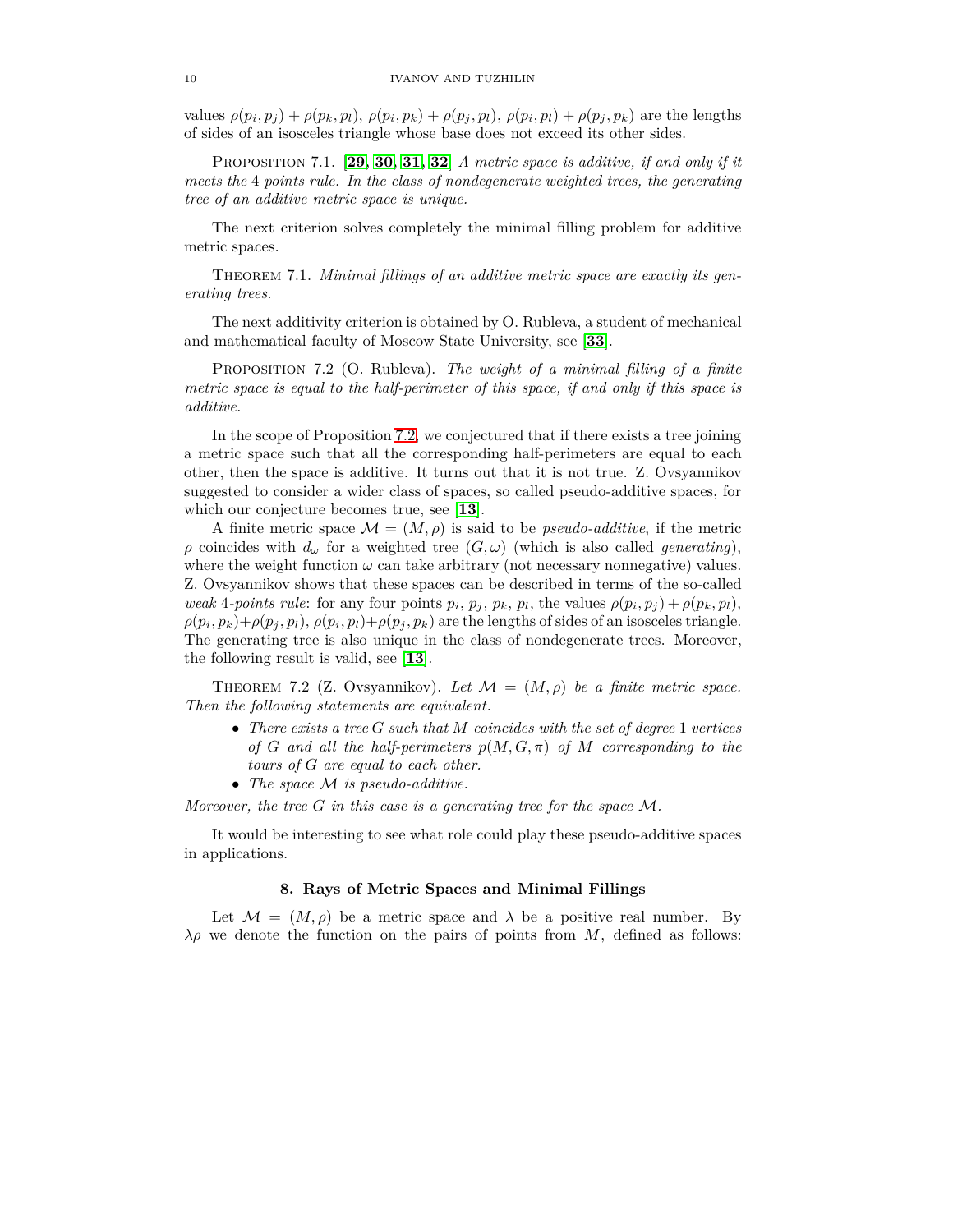values $\rho(p_i,p_j)+\rho(p_k,p_l)$, $\rho(p_i,p_k)+\rho(p_j,p_l)$, $\rho(p_i,p_l)+\rho(p_j,p_k)$ are the lengths of sides of an isosceles triangle whose base does not exceed its other sides.

Proposition 7.1. [**29, 30, 31, 32**] *A metric space is additive, if and only if it meets the* 4 *points rule. In the class of nondegenerate weighted trees, the generating tree of an additive metric space is unique.*

The next criterion solves completely the minimal filling problem for additive metric spaces.

Theorem 7.1. *Minimal fillings of an additive metric space are exactly its generating trees.*

The next additivity criterion is obtained by O. Rubleva, a student of mechanical and mathematical faculty of Moscow State University, see [**33**].

Proposition 7.2 (O. Rubleva). *The weight of a minimal filling of a finite metric space is equal to the half-perimeter of this space, if and only if this space is additive.*

In the scope of Proposition 7.2, we conjectured that if there exists a tree joining a metric space such that all the corresponding half-perimeters are equal to each other, then the space is additive. It turns out that it is not true. Z. Ovsyannikov suggested to consider a wider class of spaces, so called pseudo-additive spaces, for which our conjecture becomes true, see [**13**].

A finite metric space $\mathcal{M}=(M,\rho)$ is said to be *pseudo-additive*, if the metric $\rho$ coincides with $d_\omega$ for a weighted tree $(G,\omega)$ (which is also called *generating*), where the weight function $\omega$ can take arbitrary (not necessary nonnegative) values. Z. Ovsyannikov shows that these spaces can be described in terms of the so-called *weak* 4*-points rule*: for any four points $p_i$, $p_j$, $p_k$, $p_l$, the values $\rho(p_i,p_j)+\rho(p_k,p_l)$, $\rho(p_i,p_k)+\rho(p_j,p_l)$, $\rho(p_i,p_l)+\rho(p_j,p_k)$ are the lengths of sides of an isosceles triangle. The generating tree is also unique in the class of nondegenerate trees. Moreover, the following result is valid, see [**13**].

Theorem 7.2 (Z. Ovsyannikov). *Let $\mathcal{M}=(M,\rho)$ be a finite metric space. Then the following statements are equivalent.*

- *There exists a tree $G$ such that $M$ coincides with the set of degree* 1 *vertices of $G$ and all the half-perimeters $p(M,G,\pi)$ of $M$ corresponding to the tours of $G$ are equal to each other.*
- *The space $\mathcal{M}$ is pseudo-additive.*

*Moreover, the tree $G$ in this case is a generating tree for the space $\mathcal{M}$.*

It would be interesting to see what role could play these pseudo-additive spaces in applications.

## 8. Rays of Metric Spaces and Minimal Fillings

Let $\mathcal{M}=(M,\rho)$ be a metric space and $\lambda$ be a positive real number. By $\lambda\rho$ we denote the function on the pairs of points from $M$, defined as follows: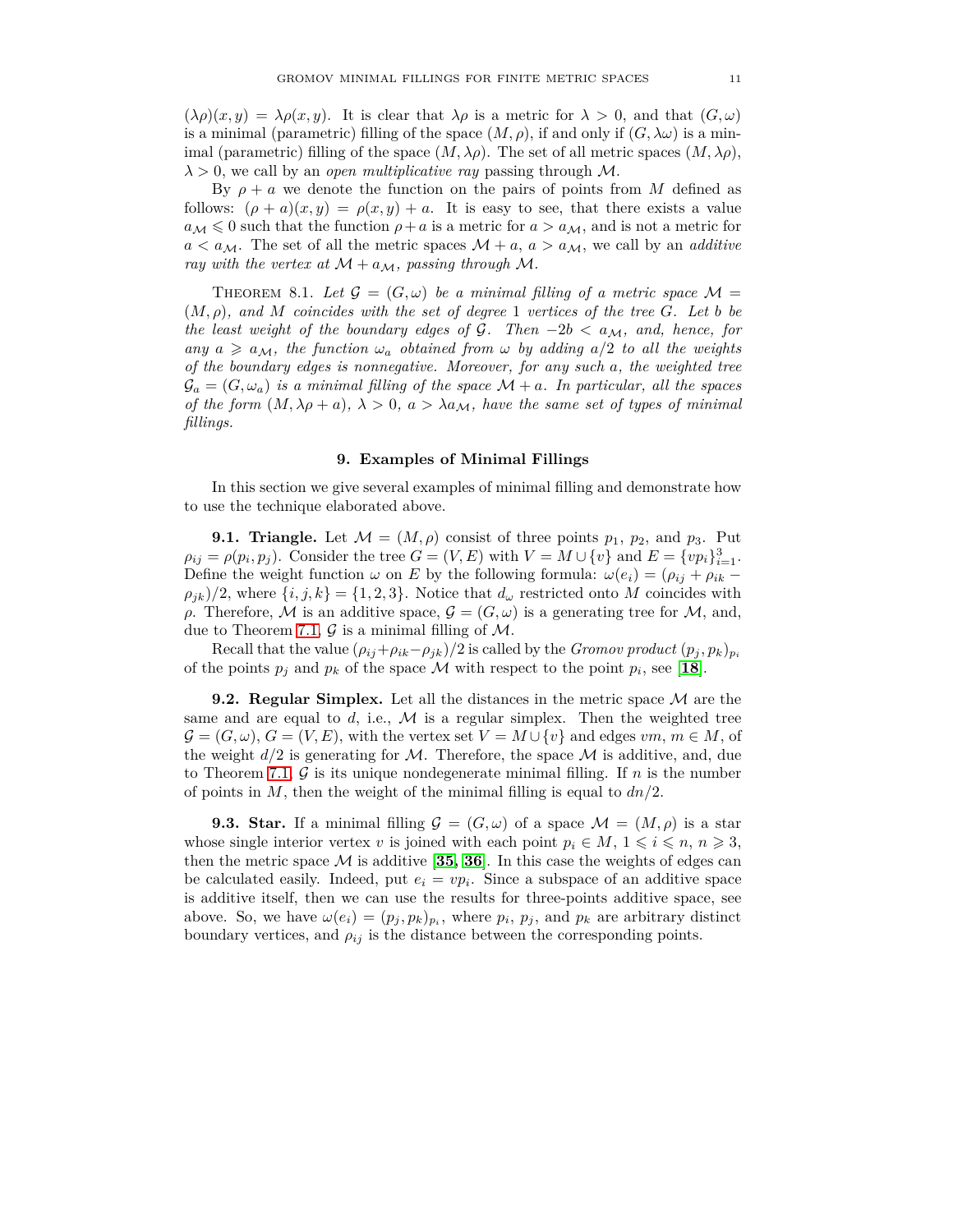$(\lambda\rho)(x,y) = \lambda\rho(x,y)$. It is clear that $\lambda\rho$ is a metric for $\lambda > 0$, and that $(G,\omega)$ is a minimal (parametric) filling of the space $(M,\rho)$, if and only if $(G,\lambda\omega)$ is a minimal (parametric) filling of the space $(M,\lambda\rho)$. The set of all metric spaces $(M,\lambda\rho)$, $\lambda > 0$, we call by an *open multiplicative ray* passing through $\mathcal{M}$.

By $\rho + a$ we denote the function on the pairs of points from $M$ defined as follows: $(\rho + a)(x,y) = \rho(x,y) + a$. It is easy to see, that there exists a value $a_{\mathcal{M}} \leqslant 0$ such that the function $\rho + a$ is a metric for $a > a_{\mathcal{M}}$, and is not a metric for $a < a_{\mathcal{M}}$. The set of all the metric spaces $\mathcal{M} + a$, $a > a_{\mathcal{M}}$, we call by an *additive ray with the vertex at $\mathcal{M} + a_{\mathcal{M}}$, passing through $\mathcal{M}$.*

Theorem 8.1. *Let $\mathcal{G} = (G,\omega)$ be a minimal filling of a metric space $\mathcal{M} = (M,\rho)$, and $M$ coincides with the set of degree 1 vertices of the tree $G$. Let $b$ be the least weight of the boundary edges of $\mathcal{G}$. Then $-2b < a_{\mathcal{M}}$, and, hence, for any $a \geqslant a_{\mathcal{M}}$, the function $\omega_a$ obtained from $\omega$ by adding $a/2$ to all the weights of the boundary edges is nonnegative. Moreover, for any such $a$, the weighted tree $\mathcal{G}_a = (G,\omega_a)$ is a minimal filling of the space $\mathcal{M} + a$. In particular, all the spaces of the form $(M,\lambda\rho + a)$, $\lambda > 0$, $a > \lambda a_{\mathcal{M}}$, have the same set of types of minimal fillings.*

## 9. Examples of Minimal Fillings

In this section we give several examples of minimal filling and demonstrate how to use the technique elaborated above.

**9.1. Triangle.** Let $\mathcal{M} = (M,\rho)$ consist of three points $p_1$, $p_2$, and $p_3$. Put $\rho_{ij} = \rho(p_i,p_j)$. Consider the tree $G = (V,E)$ with $V = M \cup \{v\}$ and $E = \{vp_i\}_{i=1}^{3}$. Define the weight function $\omega$ on $E$ by the following formula: $\omega(e_i) = (\rho_{ij} + \rho_{ik} - \rho_{jk})/2$, where $\{i,j,k\} = \{1,2,3\}$. Notice that $d_\omega$ restricted onto $M$ coincides with $\rho$. Therefore, $\mathcal{M}$ is an additive space, $\mathcal{G} = (G,\omega)$ is a generating tree for $\mathcal{M}$, and, due to Theorem 7.1, $\mathcal{G}$ is a minimal filling of $\mathcal{M}$.

Recall that the value $(\rho_{ij}+\rho_{ik}-\rho_{jk})/2$ is called by the *Gromov product* $(p_j,p_k)_{p_i}$ of the points $p_j$ and $p_k$ of the space $\mathcal{M}$ with respect to the point $p_i$, see [**18**].

**9.2. Regular Simplex.** Let all the distances in the metric space $\mathcal{M}$ are the same and are equal to $d$, i.e., $\mathcal{M}$ is a regular simplex. Then the weighted tree $\mathcal{G} = (G,\omega)$, $G = (V,E)$, with the vertex set $V = M \cup \{v\}$ and edges $vm$, $m \in M$, of the weight $d/2$ is generating for $\mathcal{M}$. Therefore, the space $\mathcal{M}$ is additive, and, due to Theorem 7.1, $\mathcal{G}$ is its unique nondegenerate minimal filling. If $n$ is the number of points in $M$, then the weight of the minimal filling is equal to $dn/2$.

**9.3. Star.** If a minimal filling $\mathcal{G} = (G,\omega)$ of a space $\mathcal{M} = (M,\rho)$ is a star whose single interior vertex $v$ is joined with each point $p_i \in M$, $1 \leqslant i \leqslant n$, $n \geqslant 3$, then the metric space $\mathcal{M}$ is additive [**35**, **36**]. In this case the weights of edges can be calculated easily. Indeed, put $e_i = vp_i$. Since a subspace of an additive space is additive itself, then we can use the results for three-points additive space, see above. So, we have $\omega(e_i) = (p_j,p_k)_{p_i}$, where $p_i$, $p_j$, and $p_k$ are arbitrary distinct boundary vertices, and $\rho_{ij}$ is the distance between the corresponding points.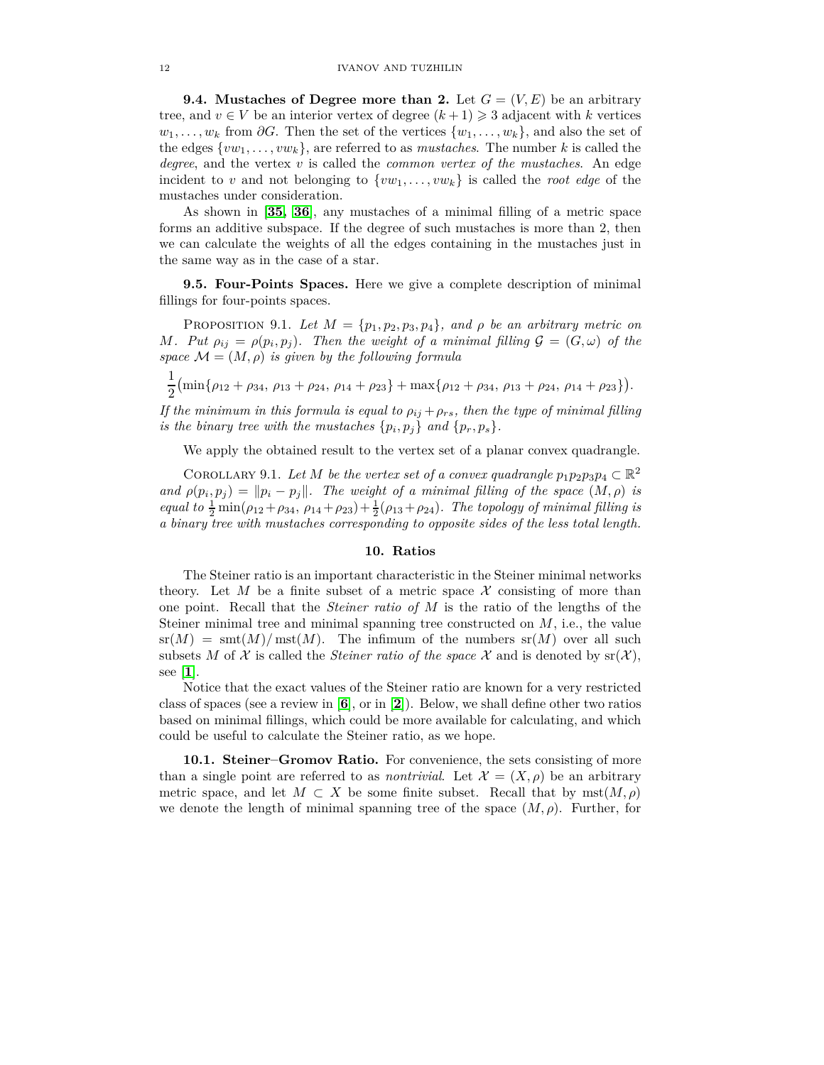**9.4. Mustaches of Degree more than 2.** Let $G = (V, E)$ be an arbitrary tree, and $v \in V$ be an interior vertex of degree $(k+1) \geqslant 3$ adjacent with $k$ vertices $w_1, \ldots, w_k$ from $\partial G$. Then the set of the vertices $\{w_1, \ldots, w_k\}$, and also the set of the edges $\{vw_1, \ldots, vw_k\}$, are referred to as *mustaches*. The number $k$ is called the *degree*, and the vertex $v$ is called the *common vertex of the mustaches*. An edge incident to $v$ and not belonging to $\{vw_1, \ldots, vw_k\}$ is called the *root edge* of the mustaches under consideration.

As shown in [**35, 36**], any mustaches of a minimal filling of a metric space forms an additive subspace. If the degree of such mustaches is more than 2, then we can calculate the weights of all the edges containing in the mustaches just in the same way as in the case of a star.

**9.5. Four-Points Spaces.** Here we give a complete description of minimal fillings for four-points spaces.

Proposition 9.1. *Let $M = \{p_1, p_2, p_3, p_4\}$, and $\rho$ be an arbitrary metric on $M$. Put $\rho_{ij} = \rho(p_i, p_j)$. Then the weight of a minimal filling $\mathcal{G} = (G, \omega)$ of the space $\mathcal{M} = (M, \rho)$ is given by the following formula*

$$\frac{1}{2}\big(\min\{\rho_{12} + \rho_{34},\ \rho_{13} + \rho_{24},\ \rho_{14} + \rho_{23}\} + \max\{\rho_{12} + \rho_{34},\ \rho_{13} + \rho_{24},\ \rho_{14} + \rho_{23}\}\big).$$

*If the minimum in this formula is equal to $\rho_{ij} + \rho_{rs}$, then the type of minimal filling is the binary tree with the mustaches $\{p_i, p_j\}$ and $\{p_r, p_s\}$.*

We apply the obtained result to the vertex set of a planar convex quadrangle.

Corollary 9.1. *Let $M$ be the vertex set of a convex quadrangle $p_1p_2p_3p_4 \subset \mathbb{R}^2$ and $\rho(p_i, p_j) = \|p_i - p_j\|$. The weight of a minimal filling of the space $(M, \rho)$ is equal to $\frac{1}{2}\min(\rho_{12}+\rho_{34},\ \rho_{14}+\rho_{23}) + \frac{1}{2}(\rho_{13}+\rho_{24})$. The topology of minimal filling is a binary tree with mustaches corresponding to opposite sides of the less total length.*

## 10. Ratios

The Steiner ratio is an important characteristic in the Steiner minimal networks theory. Let $M$ be a finite subset of a metric space $\mathcal{X}$ consisting of more than one point. Recall that the *Steiner ratio of* $M$ is the ratio of the lengths of the Steiner minimal tree and minimal spanning tree constructed on $M$, i.e., the value $\operatorname{sr}(M) = \operatorname{smt}(M)/\operatorname{mst}(M)$. The infimum of the numbers $\operatorname{sr}(M)$ over all such subsets $M$ of $\mathcal{X}$ is called the *Steiner ratio of the space* $\mathcal{X}$ and is denoted by $\operatorname{sr}(\mathcal{X})$, see [**1**].

Notice that the exact values of the Steiner ratio are known for a very restricted class of spaces (see a review in [**6**], or in [**2**]). Below, we shall define other two ratios based on minimal fillings, which could be more available for calculating, and which could be useful to calculate the Steiner ratio, as we hope.

**10.1. Steiner–Gromov Ratio.** For convenience, the sets consisting of more than a single point are referred to as *nontrivial*. Let $\mathcal{X} = (X, \rho)$ be an arbitrary metric space, and let $M \subset X$ be some finite subset. Recall that by $\operatorname{mst}(M, \rho)$ we denote the length of minimal spanning tree of the space $(M, \rho)$. Further, for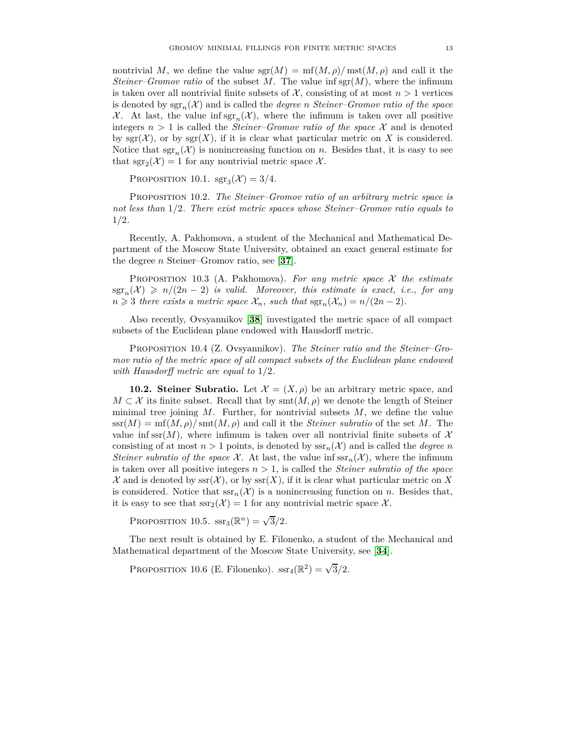nontrivial $M$, we define the value $\operatorname{sgr}(M) = \operatorname{mf}(M,\rho)/\operatorname{mst}(M,\rho)$ and call it the *Steiner–Gromov ratio* of the subset $M$. The value $\inf \operatorname{sgr}(M)$, where the infimum is taken over all nontrivial finite subsets of $\mathcal{X}$, consisting of at most $n > 1$ vertices is denoted by $\operatorname{sgr}_n(\mathcal{X})$ and is called the *degree n Steiner–Gromov ratio of the space* $\mathcal{X}$. At last, the value $\inf \operatorname{sgr}_n(\mathcal{X})$, where the infimum is taken over all positive integers $n > 1$ is called the *Steiner–Gromov ratio of the space* $\mathcal{X}$ and is denoted by $\operatorname{sgr}(\mathcal{X})$, or by $\operatorname{sgr}(X)$, if it is clear what particular metric on $X$ is considered. Notice that $\operatorname{sgr}_n(\mathcal{X})$ is nonincreasing function on $n$. Besides that, it is easy to see that $\operatorname{sgr}_2(\mathcal{X}) = 1$ for any nontrivial metric space $\mathcal{X}$.

Proposition 10.1. $\operatorname{sgr}_3(\mathcal{X}) = 3/4$.

Proposition 10.2. *The Steiner–Gromov ratio of an arbitrary metric space is not less than* $1/2$. *There exist metric spaces whose Steiner–Gromov ratio equals to* $1/2$.

Recently, A. Pakhomova, a student of the Mechanical and Mathematical Department of the Moscow State University, obtained an exact general estimate for the degree $n$ Steiner–Gromov ratio, see [**37**].

Proposition 10.3 (A. Pakhomova). *For any metric space* $\mathcal{X}$ *the estimate* $\operatorname{sgr}_n(\mathcal{X}) \geqslant n/(2n-2)$ *is valid. Moreover, this estimate is exact, i.e., for any* $n \geqslant 3$ *there exists a metric space* $\mathcal{X}_n$, *such that* $\operatorname{sgr}_n(\mathcal{X}_n) = n/(2n-2)$.

Also recently, Ovsyannikov [**38**] investigated the metric space of all compact subsets of the Euclidean plane endowed with Hausdorff metric.

Proposition 10.4 (Z. Ovsyannikov). *The Steiner ratio and the Steiner–Gromov ratio of the metric space of all compact subsets of the Euclidean plane endowed with Hausdorff metric are equal to* $1/2$.

**10.2. Steiner Subratio.** Let $\mathcal{X} = (X,\rho)$ be an arbitrary metric space, and $M \subset \mathcal{X}$ its finite subset. Recall that by $\operatorname{smt}(M,\rho)$ we denote the length of Steiner minimal tree joining $M$. Further, for nontrivial subsets $M$, we define the value $\operatorname{ssr}(M) = \operatorname{mf}(M,\rho)/\operatorname{smt}(M,\rho)$ and call it the *Steiner subratio* of the set $M$. The value $\inf \operatorname{ssr}(M)$, where infimum is taken over all nontrivial finite subsets of $\mathcal{X}$ consisting of at most $n > 1$ points, is denoted by $\operatorname{ssr}_n(\mathcal{X})$ and is called the *degree n Steiner subratio of the space* $\mathcal{X}$. At last, the value $\inf \operatorname{ssr}_n(\mathcal{X})$, where the infimum is taken over all positive integers $n > 1$, is called the *Steiner subratio of the space* $\mathcal{X}$ and is denoted by $\operatorname{ssr}(\mathcal{X})$, or by $\operatorname{ssr}(X)$, if it is clear what particular metric on $X$ is considered. Notice that $\operatorname{ssr}_n(\mathcal{X})$ is a nonincreasing function on $n$. Besides that, it is easy to see that $\operatorname{ssr}_2(\mathcal{X}) = 1$ for any nontrivial metric space $\mathcal{X}$.

Proposition 10.5. $\operatorname{ssr}_3(\mathbb{R}^n) = \sqrt{3}/2$.

The next result is obtained by E. Filonenko, a student of the Mechanical and Mathematical department of the Moscow State University, see [**34**].

Proposition 10.6 (E. Filonenko). $\operatorname{ssr}_4(\mathbb{R}^2) = \sqrt{3}/2$.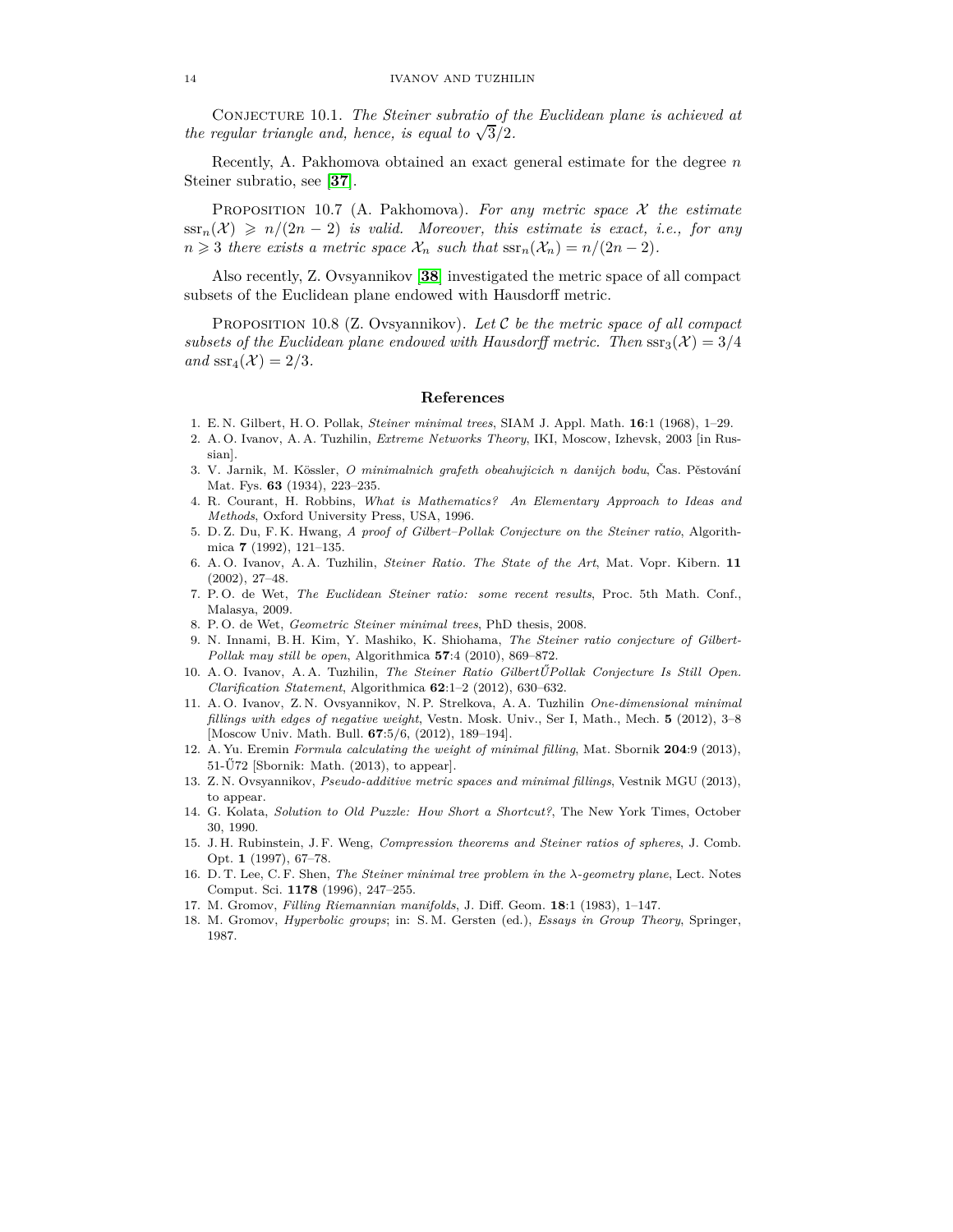Conjecture 10.1. *The Steiner subratio of the Euclidean plane is achieved at the regular triangle and, hence, is equal to $\sqrt{3}/2$.*

Recently, A. Pakhomova obtained an exact general estimate for the degree $n$ Steiner subratio, see [**37**].

Proposition 10.7 (A. Pakhomova). *For any metric space $\mathcal{X}$ the estimate $\mathrm{ssr}_n(\mathcal{X}) \geqslant n/(2n-2)$ is valid. Moreover, this estimate is exact, i.e., for any $n \geqslant 3$ there exists a metric space $\mathcal{X}_n$ such that $\mathrm{ssr}_n(\mathcal{X}_n) = n/(2n-2)$.*

Also recently, Z. Ovsyannikov [**38**] investigated the metric space of all compact subsets of the Euclidean plane endowed with Hausdorff metric.

Proposition 10.8 (Z. Ovsyannikov). *Let $\mathcal{C}$ be the metric space of all compact subsets of the Euclidean plane endowed with Hausdorff metric. Then $\mathrm{ssr}_3(\mathcal{X}) = 3/4$ and $\mathrm{ssr}_4(\mathcal{X}) = 2/3$.*

## References

1. E. N. Gilbert, H. O. Pollak, *Steiner minimal trees*, SIAM J. Appl. Math. **16**:1 (1968), 1–29.
2. A. O. Ivanov, A. A. Tuzhilin, *Extreme Networks Theory*, IKI, Moscow, Izhevsk, 2003 [in Russian].
3. V. Jarnik, M. Kössler, *O minimalnich grafeth obeahujicich n danijch bodu*, Čas. Pěstování Mat. Fys. **63** (1934), 223–235.
4. R. Courant, H. Robbins, *What is Mathematics? An Elementary Approach to Ideas and Methods*, Oxford University Press, USA, 1996.
5. D. Z. Du, F. K. Hwang, *A proof of Gilbert–Pollak Conjecture on the Steiner ratio*, Algorithmica **7** (1992), 121–135.
6. A. O. Ivanov, A. A. Tuzhilin, *Steiner Ratio. The State of the Art*, Mat. Vopr. Kibern. **11** (2002), 27–48.
7. P. O. de Wet, *The Euclidean Steiner ratio: some recent results*, Proc. 5th Math. Conf., Malasya, 2009.
8. P. O. de Wet, *Geometric Steiner minimal trees*, PhD thesis, 2008.
9. N. Innami, B. H. Kim, Y. Mashiko, K. Shiohama, *The Steiner ratio conjecture of Gilbert-Pollak may still be open*, Algorithmica **57**:4 (2010), 869–872.
10. A. O. Ivanov, A. A. Tuzhilin, *The Steiner Ratio GilbertŰPollak Conjecture Is Still Open. Clarification Statement*, Algorithmica **62**:1–2 (2012), 630–632.
11. A. O. Ivanov, Z. N. Ovsyannikov, N. P. Strelkova, A. A. Tuzhilin *One-dimensional minimal fillings with edges of negative weight*, Vestn. Mosk. Univ., Ser I, Math., Mech. **5** (2012), 3–8 [Moscow Univ. Math. Bull. **67**:5/6, (2012), 189–194].
12. A. Yu. Eremin *Formula calculating the weight of minimal filling*, Mat. Sbornik **204**:9 (2013), 51-Ű72 [Sbornik: Math. (2013), to appear].
13. Z. N. Ovsyannikov, *Pseudo-additive metric spaces and minimal fillings*, Vestnik MGU (2013), to appear.
14. G. Kolata, *Solution to Old Puzzle: How Short a Shortcut?*, The New York Times, October 30, 1990.
15. J. H. Rubinstein, J. F. Weng, *Compression theorems and Steiner ratios of spheres*, J. Comb. Opt. **1** (1997), 67–78.
16. D. T. Lee, C. F. Shen, *The Steiner minimal tree problem in the $\lambda$-geometry plane*, Lect. Notes Comput. Sci. **1178** (1996), 247–255.
17. M. Gromov, *Filling Riemannian manifolds*, J. Diff. Geom. **18**:1 (1983), 1–147.
18. M. Gromov, *Hyperbolic groups*; in: S. M. Gersten (ed.), *Essays in Group Theory*, Springer, 1987.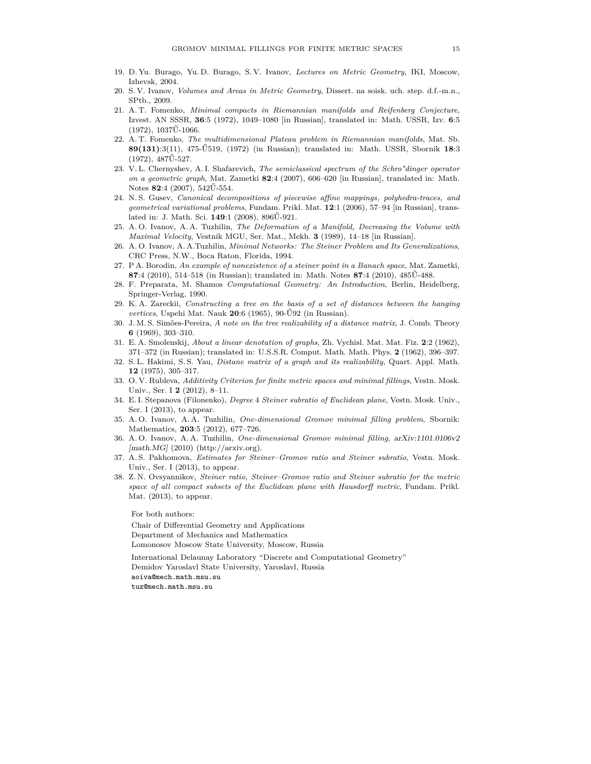19. D. Yu. Burago, Yu. D. Burago, S. V. Ivanov, *Lectures on Metric Geometry*, IKI, Moscow, Izhevsk, 2004.
20. S. V. Ivanov, *Volumes and Areas in Metric Geometry*, Dissert. na soisk. uch. step. d.f.-m.n., SPtb., 2009.
21. A. T. Fomenko, *Minimal compacts in Riemannian manifolds and Reifenberg Conjecture*, Izvest. AN SSSR, **36**:5 (1972), 1049–1080 [in Russian], translated in: Math. USSR, Izv. **6**:5 (1972), 1037Ű-1066.
22. A. T. Fomenko, *The multidimensional Plateau problem in Riemannian manifolds*, Mat. Sb. **89(131)**:3(11), 475-Ű519, (1972) (in Russian); translated in: Math. USSR, Sbornik **18**:3 (1972), 487Ű-527.
23. V. L. Chernyshev, A. I. Shafarevich, *The semiclassical spectrum of the Schro"dinger operator on a geometric graph*, Mat. Zametki **82**:4 (2007), 606–620 [in Russian], translated in: Math. Notes **82**:4 (2007), 542Ű-554.
24. N. S. Gusev, *Canonical decompositions of piecewise affine mappings, polyhedra-traces, and geometrical variational problems*, Fundam. Prikl. Mat. **12**:1 (2006), 57–94 [in Russian], translated in: J. Math. Sci. **149**:1 (2008), 896Ű-921.
25. A. O. Ivanov, A. A. Tuzhilin, *The Deformation of a Manifold, Decreasing the Volume with Maximal Velocity*, Vestnik MGU, Ser. Mat., Mekh. **3** (1989), 14–18 [in Russian].
26. A. O. Ivanov, A. A.Tuzhilin, *Minimal Networks: The Steiner Problem and Its Generalizations*, CRC Press, N.W., Boca Raton, Florida, 1994.
27. P A. Borodin, *An example of nonexistence of a steiner point in a Banach space*, Mat. Zametki, **87**:4 (2010), 514–518 (in Russian); translated in: Math. Notes **87**:4 (2010), 485Ű-488.
28. F. Preparata, M. Shamos *Computational Geometry: An Introduction*, Berlin, Heidelberg, Springer-Verlag, 1990.
29. K. A. Zareckii, *Constructing a tree on the basis of a set of distances between the hanging vertices*, Uspehi Mat. Nauk **20**:6 (1965), 90-Ű92 (in Russian).
30. J. M. S. Simões-Pereira, *A note on the tree realizability of a distance matrix*, J. Comb. Theory **6** (1969), 303–310.
31. E. A. Smolenskij, *About a linear denotation of graphs*, Zh. Vychisl. Mat. Mat. Fiz. **2**:2 (1962), 371–372 (in Russian); translated in: U.S.S.R. Comput. Math. Math. Phys. **2** (1962), 396–397.
32. S. L. Hakimi, S. S. Yau, *Distane matrix of a graph and its realizability*, Quart. Appl. Math. **12** (1975), 305–317.
33. O. V. Rubleva, *Additivity Criterion for finite metric spaces and minimal fillings*, Vestn. Mosk. Univ., Ser. I **2** (2012), 8–11.
34. E. I. Stepanova (Filonenko), *Degree* 4 *Steiner subratio of Euclidean plane*, Vestn. Mosk. Univ., Ser. I (2013), to appear.
35. A. O. Ivanov, A. A. Tuzhilin, *One-dimensional Gromov minimal filling problem*, Sbornik: Mathematics, **203**:5 (2012), 677–726.
36. A. O. Ivanov, A. A. Tuzhilin, *One-dimensional Gromov minimal filling*, *arXiv:1101.0106v2 [math.MG]* (2010) (http://arxiv.org).
37. A. S. Pakhomova, *Estimates for Steiner–Gromov ratio and Steiner subratio*, Vestn. Mosk. Univ., Ser. I (2013), to appear.
38. Z. N. Ovsyannikov, *Steiner ratio, Steiner–Gromov ratio and Steiner subratio for the metric space of all compact subsets of the Euclidean plane with Hausdorff metric*, Fundam. Prikl. Mat. (2013), to appear.

For both authors:

Chair of Differential Geometry and Applications
Department of Mechanics and Mathematics
Lomonosov Moscow State University, Moscow, Russia

International Delaunay Laboratory "Discrete and Computational Geometry"
Demidov Yaroslavl State University, Yaroslavl, Russia
aoiva@mech.math.msu.su
tuz@mech.math.msu.su